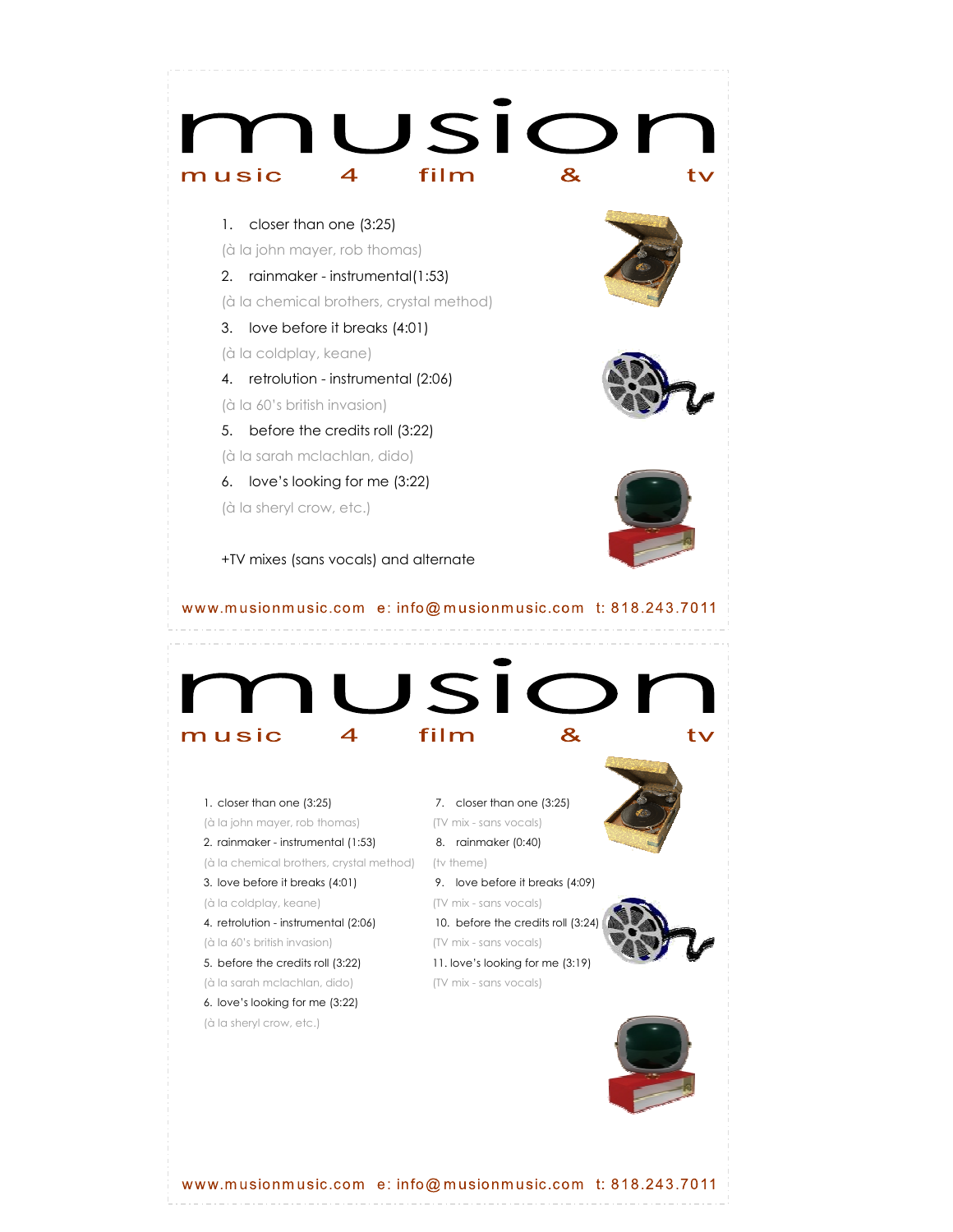# musion

music 4 film & tv

1. closer than one (3:25)
   (à la john mayer, rob thomas)
2. rainmaker - instrumental(1:53)
   (à la chemical brothers, crystal method)
3. love before it breaks (4:01)
   (à la coldplay, keane)
4. retrolution - instrumental (2:06)
   (à la 60's british invasion)
5. before the credits roll (3:22)
   (à la sarah mclachlan, dido)
6. love's looking for me (3:22)
   (à la sheryl crow, etc.)

+TV mixes (sans vocals) and alternate

www.musionmusic.com e: info@musionmusic.com t: 818.243.7011

# musion

music 4 film & tv

1. closer than one (3:25)
   (à la john mayer, rob thomas)
2. rainmaker - instrumental (1:53)
   (à la chemical brothers, crystal method)
3. love before it breaks (4:01)
   (à la coldplay, keane)
4. retrolution - instrumental (2:06)
   (à la 60's british invasion)
5. before the credits roll (3:22)
   (à la sarah mclachlan, dido)
6. love's looking for me (3:22)
   (à la sheryl crow, etc.)
7. closer than one (3:25)
   (TV mix - sans vocals)
8. rainmaker (0:40)
   (tv theme)
9. love before it breaks (4:09)
   (TV mix - sans vocals)
10. before the credits roll (3:24)
    (TV mix - sans vocals)
11. love's looking for me (3:19)
    (TV mix - sans vocals)

www.musionmusic.com e: info@musionmusic.com t: 818.243.7011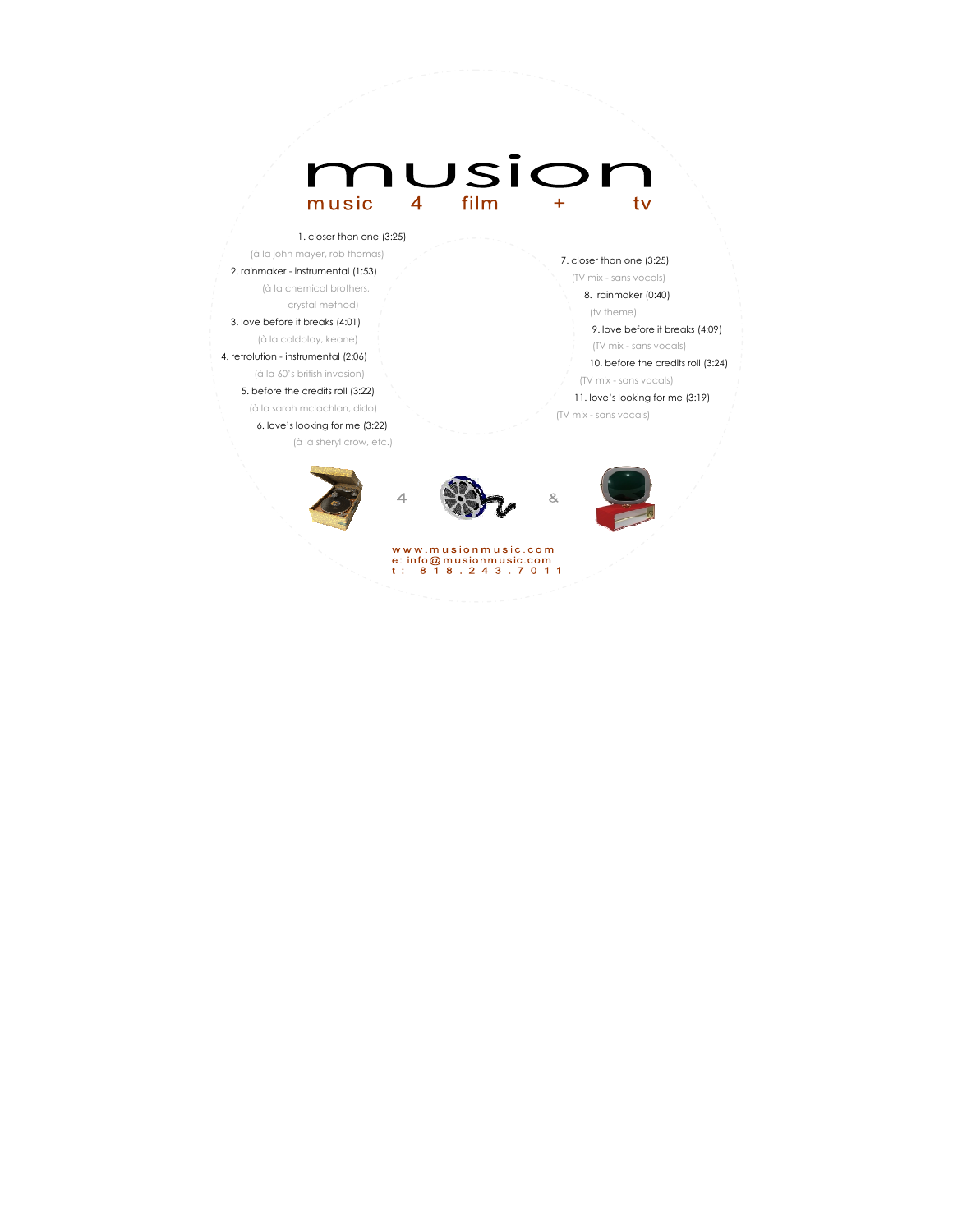# musion

music 4 film + tv

1. closer than one (3:25)
   (à la john mayer, rob thomas)
2. rainmaker - instrumental (1:53)
   (à la chemical brothers, crystal method)
3. love before it breaks (4:01)
   (à la coldplay, keane)
4. retrolution - instrumental (2:06)
   (à la 60's british invasion)
5. before the credits roll (3:22)
   (à la sarah mclachlan, dido)
6. love's looking for me (3:22)
   (à la sheryl crow, etc.)
7. closer than one (3:25)
   (TV mix - sans vocals)
8. rainmaker (0:40)
   (tv theme)
9. love before it breaks (4:09)
   (TV mix - sans vocals)
10. before the credits roll (3:24)
    (TV mix - sans vocals)
11. love's looking for me (3:19)
    (TV mix - sans vocals)

4 &

www.musionmusic.com
e: info@musionmusic.com
t: 818.243.7011